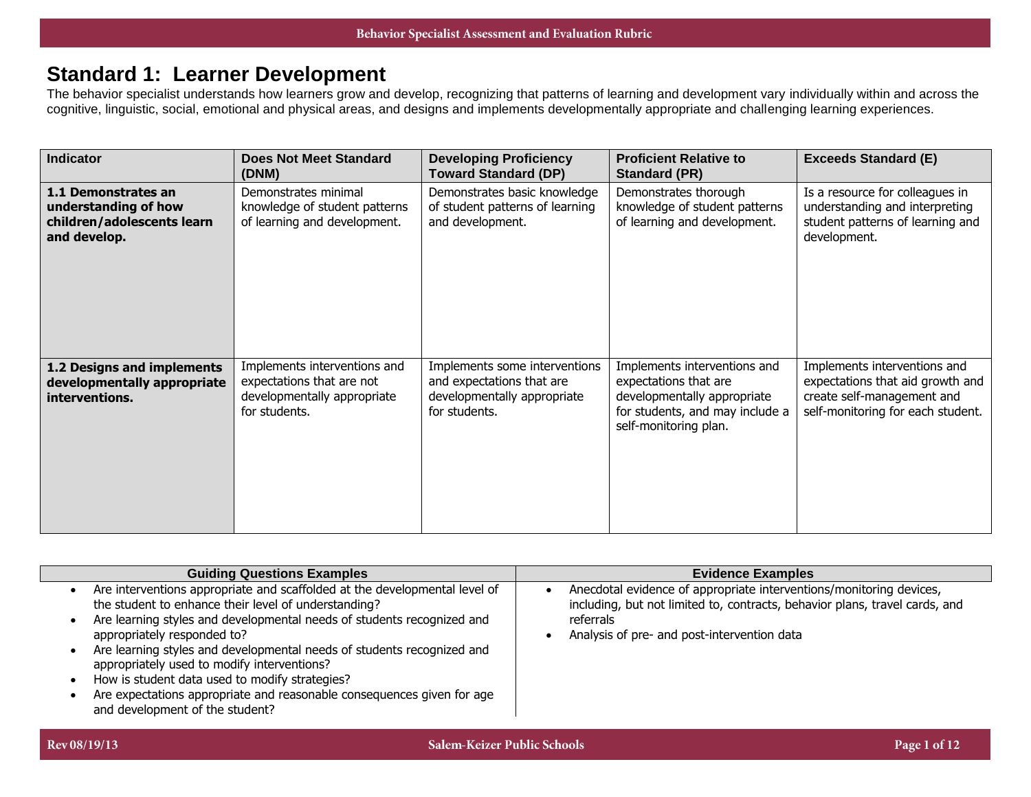## Standard 1: Learner Development

The behavior specialist understands how learners grow and develop, recognizing that patterns of learning and development vary individually within and across the cognitive, linguistic, social, emotional and physical areas, and designs and implements developmentally appropriate and challenging learning experiences.

| Indicator | Does Not Meet Standard (DNM) | Developing Proficiency Toward Standard (DP) | Proficient Relative to Standard (PR) | Exceeds Standard (E) |
|---|---|---|---|---|
| **1.1 Demonstrates an understanding of how children/adolescents learn and develop.** | Demonstrates minimal knowledge of student patterns of learning and development. | Demonstrates basic knowledge of student patterns of learning and development. | Demonstrates thorough knowledge of student patterns of learning and development. | Is a resource for colleagues in understanding and interpreting student patterns of learning and development. |
| **1.2 Designs and implements developmentally appropriate interventions.** | Implements interventions and expectations that are not developmentally appropriate for students. | Implements some interventions and expectations that are developmentally appropriate for students. | Implements interventions and expectations that are developmentally appropriate for students, and may include a self-monitoring plan. | Implements interventions and expectations that aid growth and create self-management and self-monitoring for each student. |

| Guiding Questions Examples | Evidence Examples |
|---|---|
| • Are interventions appropriate and scaffolded at the developmental level of the student to enhance their level of understanding?<br>• Are learning styles and developmental needs of students recognized and appropriately responded to?<br>• Are learning styles and developmental needs of students recognized and appropriately used to modify interventions?<br>• How is student data used to modify strategies?<br>• Are expectations appropriate and reasonable consequences given for age and development of the student? | • Anecdotal evidence of appropriate interventions/monitoring devices, including, but not limited to, contracts, behavior plans, travel cards, and referrals<br>• Analysis of pre- and post-intervention data |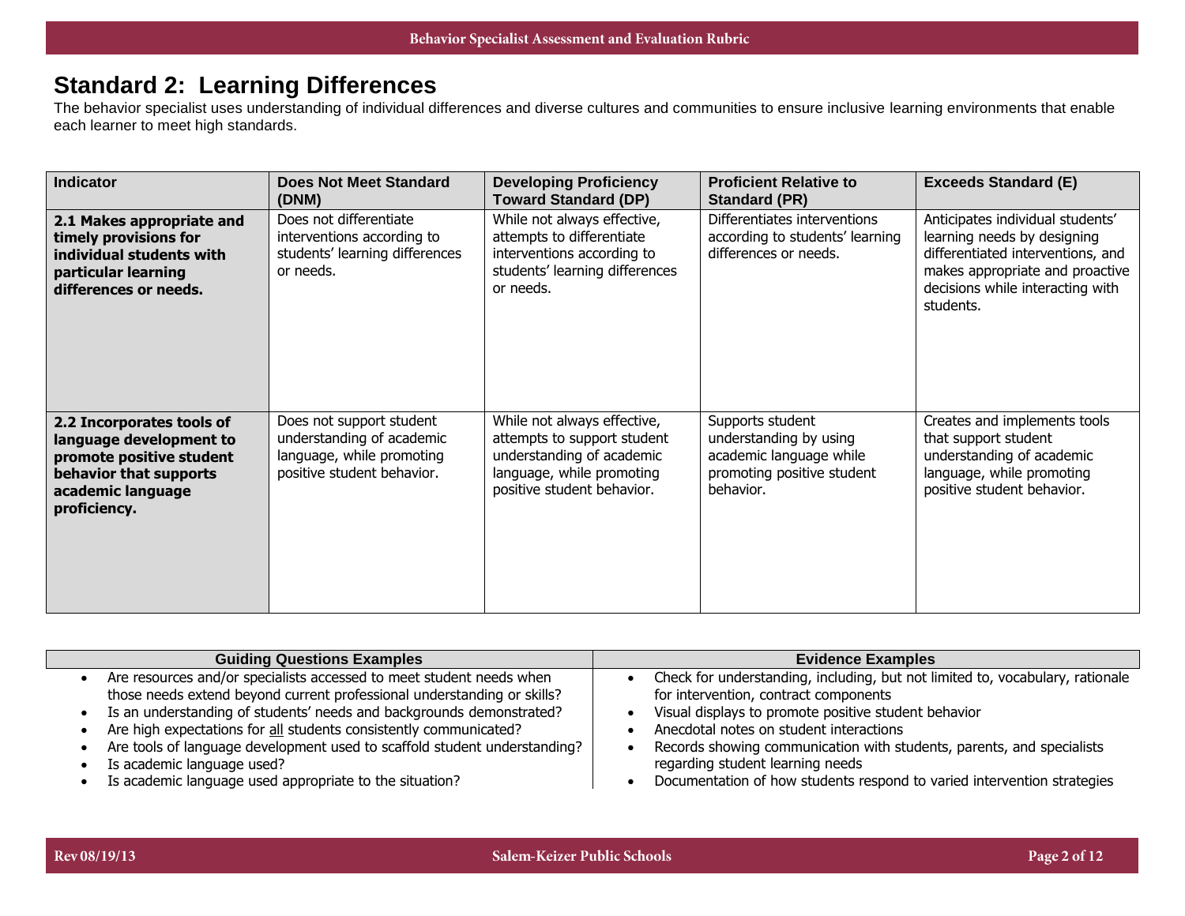# Standard 2: Learning Differences

The behavior specialist uses understanding of individual differences and diverse cultures and communities to ensure inclusive learning environments that enable each learner to meet high standards.

| Indicator | Does Not Meet Standard (DNM) | Developing Proficiency Toward Standard (DP) | Proficient Relative to Standard (PR) | Exceeds Standard (E) |
|---|---|---|---|---|
| **2.1 Makes appropriate and timely provisions for individual students with particular learning differences or needs.** | Does not differentiate interventions according to students' learning differences or needs. | While not always effective, attempts to differentiate interventions according to students' learning differences or needs. | Differentiates interventions according to students' learning differences or needs. | Anticipates individual students' learning needs by designing differentiated interventions, and makes appropriate and proactive decisions while interacting with students. |
| **2.2 Incorporates tools of language development to promote positive student behavior that supports academic language proficiency.** | Does not support student understanding of academic language, while promoting positive student behavior. | While not always effective, attempts to support student understanding of academic language, while promoting positive student behavior. | Supports student understanding by using academic language while promoting positive student behavior. | Creates and implements tools that support student understanding of academic language, while promoting positive student behavior. |

| Guiding Questions Examples | Evidence Examples |
|---|---|
| • Are resources and/or specialists accessed to meet student needs when those needs extend beyond current professional understanding or skills?<br>• Is an understanding of students' needs and backgrounds demonstrated?<br>• Are high expectations for all students consistently communicated?<br>• Are tools of language development used to scaffold student understanding?<br>• Is academic language used?<br>• Is academic language used appropriate to the situation? | • Check for understanding, including, but not limited to, vocabulary, rationale for intervention, contract components<br>• Visual displays to promote positive student behavior<br>• Anecdotal notes on student interactions<br>• Records showing communication with students, parents, and specialists regarding student learning needs<br>• Documentation of how students respond to varied intervention strategies |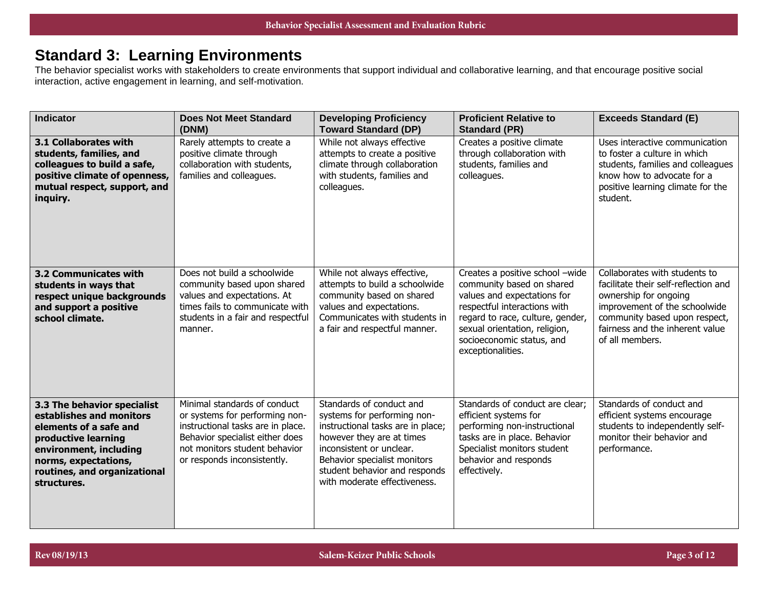## Standard 3: Learning Environments

The behavior specialist works with stakeholders to create environments that support individual and collaborative learning, and that encourage positive social interaction, active engagement in learning, and self-motivation.

| Indicator | Does Not Meet Standard (DNM) | Developing Proficiency Toward Standard (DP) | Proficient Relative to Standard (PR) | Exceeds Standard (E) |
|---|---|---|---|---|
| **3.1 Collaborates with students, families, and colleagues to build a safe, positive climate of openness, mutual respect, support, and inquiry.** | Rarely attempts to create a positive climate through collaboration with students, families and colleagues. | While not always effective attempts to create a positive climate through collaboration with students, families and colleagues. | Creates a positive climate through collaboration with students, families and colleagues. | Uses interactive communication to foster a culture in which students, families and colleagues know how to advocate for a positive learning climate for the student. |
| **3.2 Communicates with students in ways that respect unique backgrounds and support a positive school climate.** | Does not build a schoolwide community based upon shared values and expectations. At times fails to communicate with students in a fair and respectful manner. | While not always effective, attempts to build a schoolwide community based on shared values and expectations. Communicates with students in a fair and respectful manner. | Creates a positive school –wide community based on shared values and expectations for respectful interactions with regard to race, culture, gender, sexual orientation, religion, socioeconomic status, and exceptionalities. | Collaborates with students to facilitate their self-reflection and ownership for ongoing improvement of the schoolwide community based upon respect, fairness and the inherent value of all members. |
| **3.3 The behavior specialist establishes and monitors elements of a safe and productive learning environment, including norms, expectations, routines, and organizational structures.** | Minimal standards of conduct or systems for performing non-instructional tasks are in place. Behavior specialist either does not monitors student behavior or responds inconsistently. | Standards of conduct and systems for performing non-instructional tasks are in place; however they are at times inconsistent or unclear. Behavior specialist monitors student behavior and responds with moderate effectiveness. | Standards of conduct are clear; efficient systems for performing non-instructional tasks are in place. Behavior Specialist monitors student behavior and responds effectively. | Standards of conduct and efficient systems encourage students to independently self-monitor their behavior and performance. |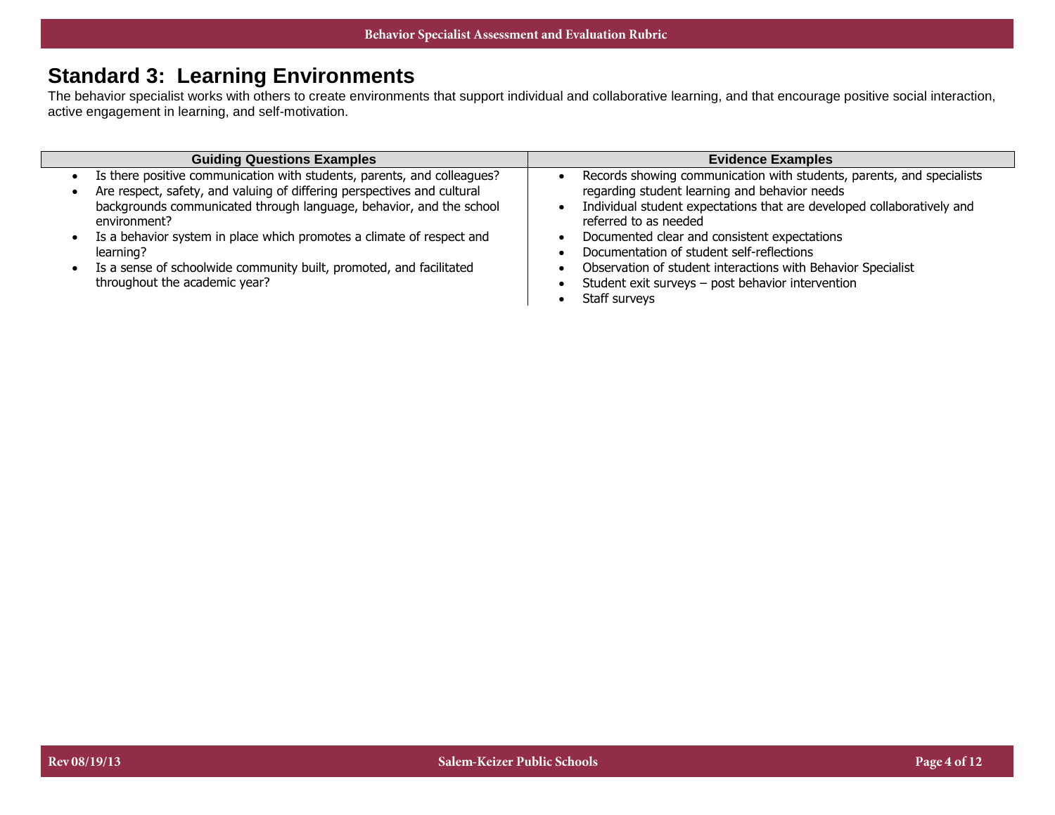# Standard 3: Learning Environments

The behavior specialist works with others to create environments that support individual and collaborative learning, and that encourage positive social interaction, active engagement in learning, and self-motivation.

| Guiding Questions Examples | Evidence Examples |
|---|---|
| • Is there positive communication with students, parents, and colleagues?<br>• Are respect, safety, and valuing of differing perspectives and cultural backgrounds communicated through language, behavior, and the school environment?<br>• Is a behavior system in place which promotes a climate of respect and learning?<br>• Is a sense of schoolwide community built, promoted, and facilitated throughout the academic year? | • Records showing communication with students, parents, and specialists regarding student learning and behavior needs<br>• Individual student expectations that are developed collaboratively and referred to as needed<br>• Documented clear and consistent expectations<br>• Documentation of student self-reflections<br>• Observation of student interactions with Behavior Specialist<br>• Student exit surveys – post behavior intervention<br>• Staff surveys |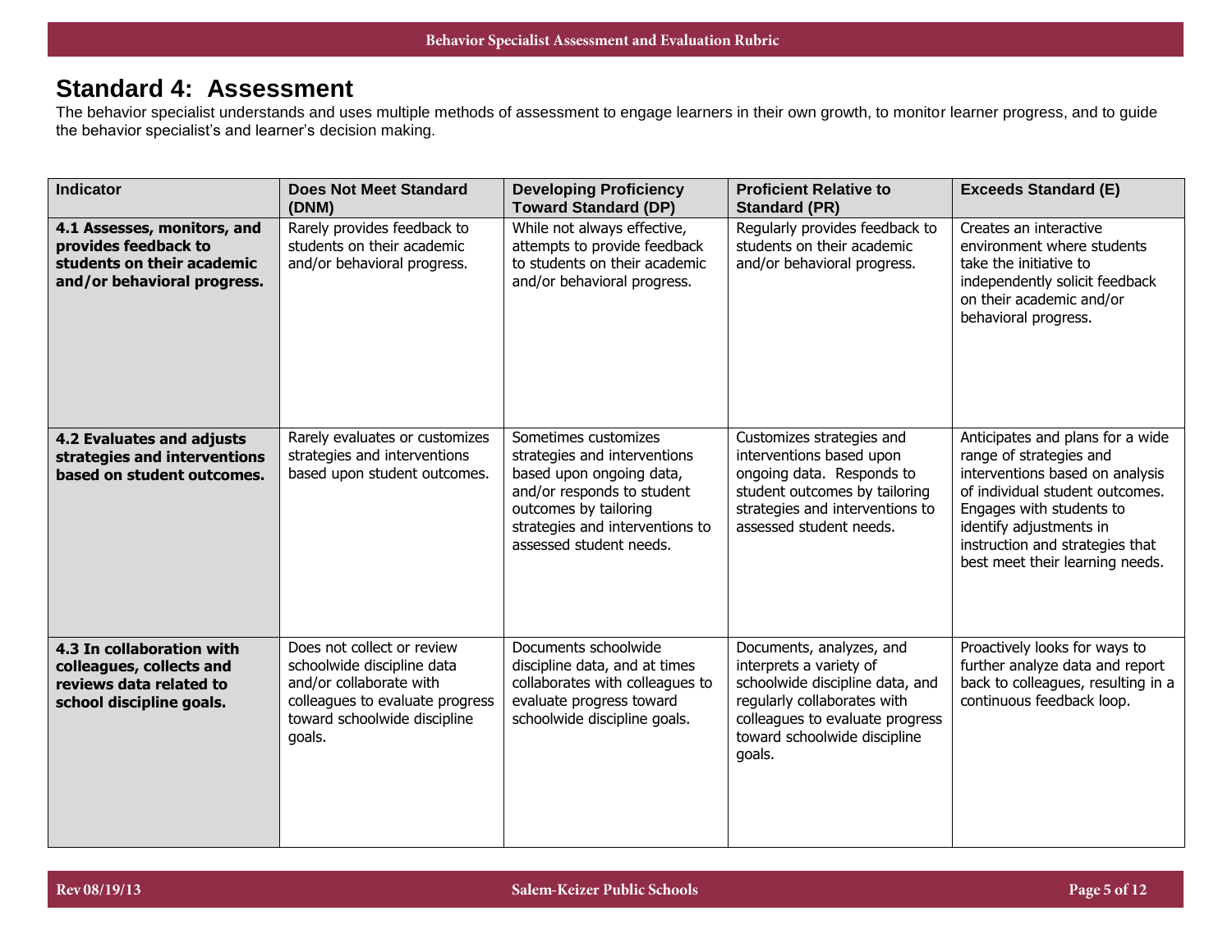## Standard 4: Assessment

The behavior specialist understands and uses multiple methods of assessment to engage learners in their own growth, to monitor learner progress, and to guide the behavior specialist's and learner's decision making.

| Indicator | Does Not Meet Standard (DNM) | Developing Proficiency Toward Standard (DP) | Proficient Relative to Standard (PR) | Exceeds Standard (E) |
|---|---|---|---|---|
| **4.1 Assesses, monitors, and provides feedback to students on their academic and/or behavioral progress.** | Rarely provides feedback to students on their academic and/or behavioral progress. | While not always effective, attempts to provide feedback to students on their academic and/or behavioral progress. | Regularly provides feedback to students on their academic and/or behavioral progress. | Creates an interactive environment where students take the initiative to independently solicit feedback on their academic and/or behavioral progress. |
| **4.2 Evaluates and adjusts strategies and interventions based on student outcomes.** | Rarely evaluates or customizes strategies and interventions based upon student outcomes. | Sometimes customizes strategies and interventions based upon ongoing data, and/or responds to student outcomes by tailoring strategies and interventions to assessed student needs. | Customizes strategies and interventions based upon ongoing data. Responds to student outcomes by tailoring strategies and interventions to assessed student needs. | Anticipates and plans for a wide range of strategies and interventions based on analysis of individual student outcomes. Engages with students to identify adjustments in instruction and strategies that best meet their learning needs. |
| **4.3 In collaboration with colleagues, collects and reviews data related to school discipline goals.** | Does not collect or review schoolwide discipline data and/or collaborate with colleagues to evaluate progress toward schoolwide discipline goals. | Documents schoolwide discipline data, and at times collaborates with colleagues to evaluate progress toward schoolwide discipline goals. | Documents, analyzes, and interprets a variety of schoolwide discipline data, and regularly collaborates with colleagues to evaluate progress toward schoolwide discipline goals. | Proactively looks for ways to further analyze data and report back to colleagues, resulting in a continuous feedback loop. |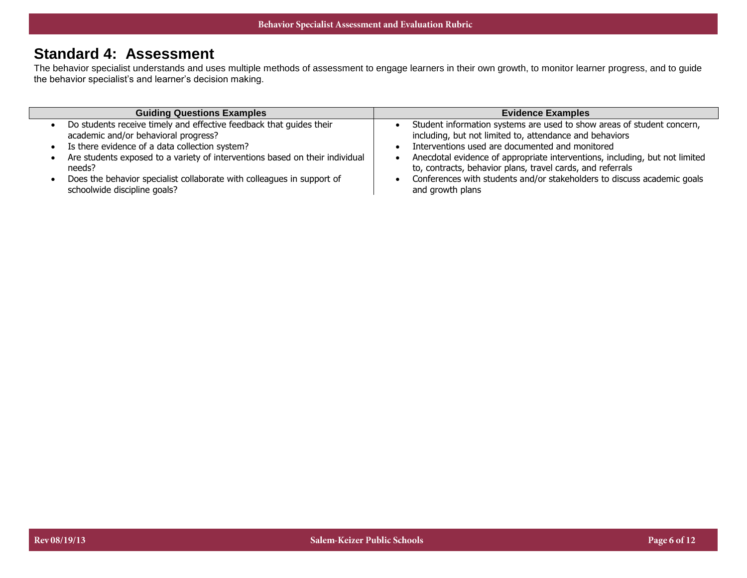## Standard 4: Assessment

The behavior specialist understands and uses multiple methods of assessment to engage learners in their own growth, to monitor learner progress, and to guide the behavior specialist's and learner's decision making.

| Guiding Questions Examples | Evidence Examples |
|---|---|
| • Do students receive timely and effective feedback that guides their academic and/or behavioral progress?<br>• Is there evidence of a data collection system?<br>• Are students exposed to a variety of interventions based on their individual needs?<br>• Does the behavior specialist collaborate with colleagues in support of schoolwide discipline goals? | • Student information systems are used to show areas of student concern, including, but not limited to, attendance and behaviors<br>• Interventions used are documented and monitored<br>• Anecdotal evidence of appropriate interventions, including, but not limited to, contracts, behavior plans, travel cards, and referrals<br>• Conferences with students and/or stakeholders to discuss academic goals and growth plans |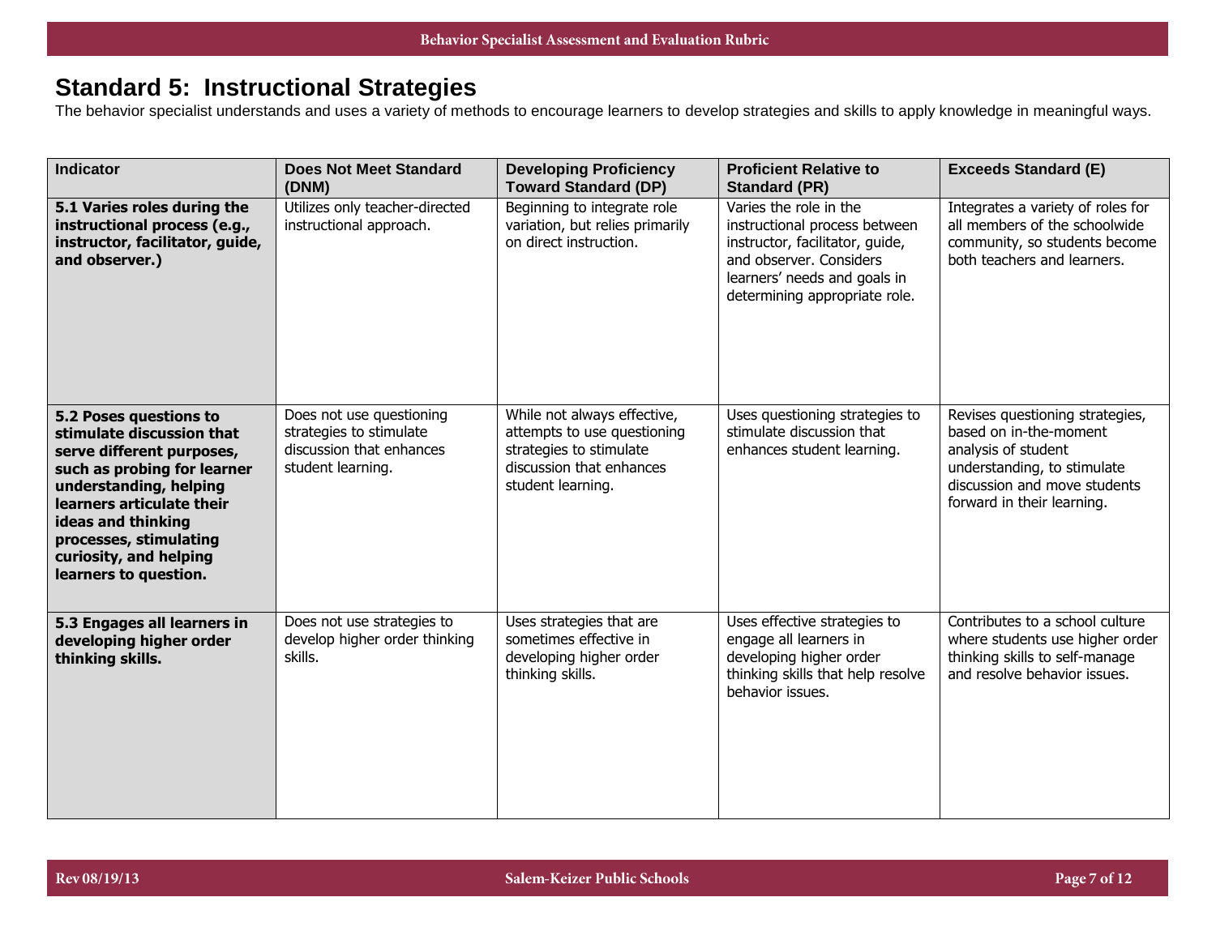## Standard 5: Instructional Strategies

The behavior specialist understands and uses a variety of methods to encourage learners to develop strategies and skills to apply knowledge in meaningful ways.

| Indicator | Does Not Meet Standard (DNM) | Developing Proficiency Toward Standard (DP) | Proficient Relative to Standard (PR) | Exceeds Standard (E) |
|---|---|---|---|---|
| **5.1 Varies roles during the instructional process (e.g., instructor, facilitator, guide, and observer.)** | Utilizes only teacher-directed instructional approach. | Beginning to integrate role variation, but relies primarily on direct instruction. | Varies the role in the instructional process between instructor, facilitator, guide, and observer. Considers learners' needs and goals in determining appropriate role. | Integrates a variety of roles for all members of the schoolwide community, so students become both teachers and learners. |
| **5.2 Poses questions to stimulate discussion that serve different purposes, such as probing for learner understanding, helping learners articulate their ideas and thinking processes, stimulating curiosity, and helping learners to question.** | Does not use questioning strategies to stimulate discussion that enhances student learning. | While not always effective, attempts to use questioning strategies to stimulate discussion that enhances student learning. | Uses questioning strategies to stimulate discussion that enhances student learning. | Revises questioning strategies, based on in-the-moment analysis of student understanding, to stimulate discussion and move students forward in their learning. |
| **5.3 Engages all learners in developing higher order thinking skills.** | Does not use strategies to develop higher order thinking skills. | Uses strategies that are sometimes effective in developing higher order thinking skills. | Uses effective strategies to engage all learners in developing higher order thinking skills that help resolve behavior issues. | Contributes to a school culture where students use higher order thinking skills to self-manage and resolve behavior issues. |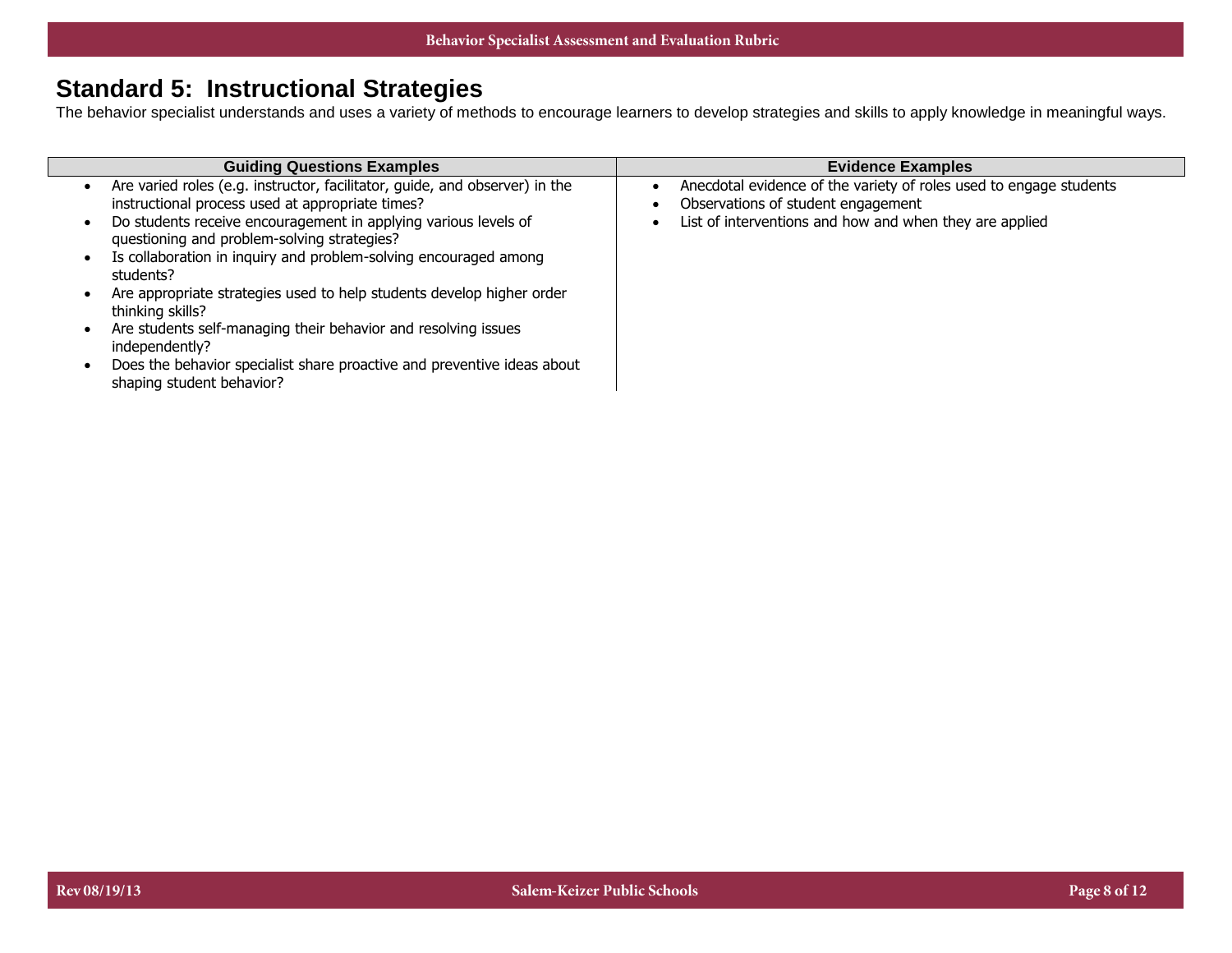## Standard 5: Instructional Strategies

The behavior specialist understands and uses a variety of methods to encourage learners to develop strategies and skills to apply knowledge in meaningful ways.

| Guiding Questions Examples | Evidence Examples |
| --- | --- |
| • Are varied roles (e.g. instructor, facilitator, guide, and observer) in the instructional process used at appropriate times?<br>• Do students receive encouragement in applying various levels of questioning and problem-solving strategies?<br>• Is collaboration in inquiry and problem-solving encouraged among students?<br>• Are appropriate strategies used to help students develop higher order thinking skills?<br>• Are students self-managing their behavior and resolving issues independently?<br>• Does the behavior specialist share proactive and preventive ideas about shaping student behavior? | • Anecdotal evidence of the variety of roles used to engage students<br>• Observations of student engagement<br>• List of interventions and how and when they are applied |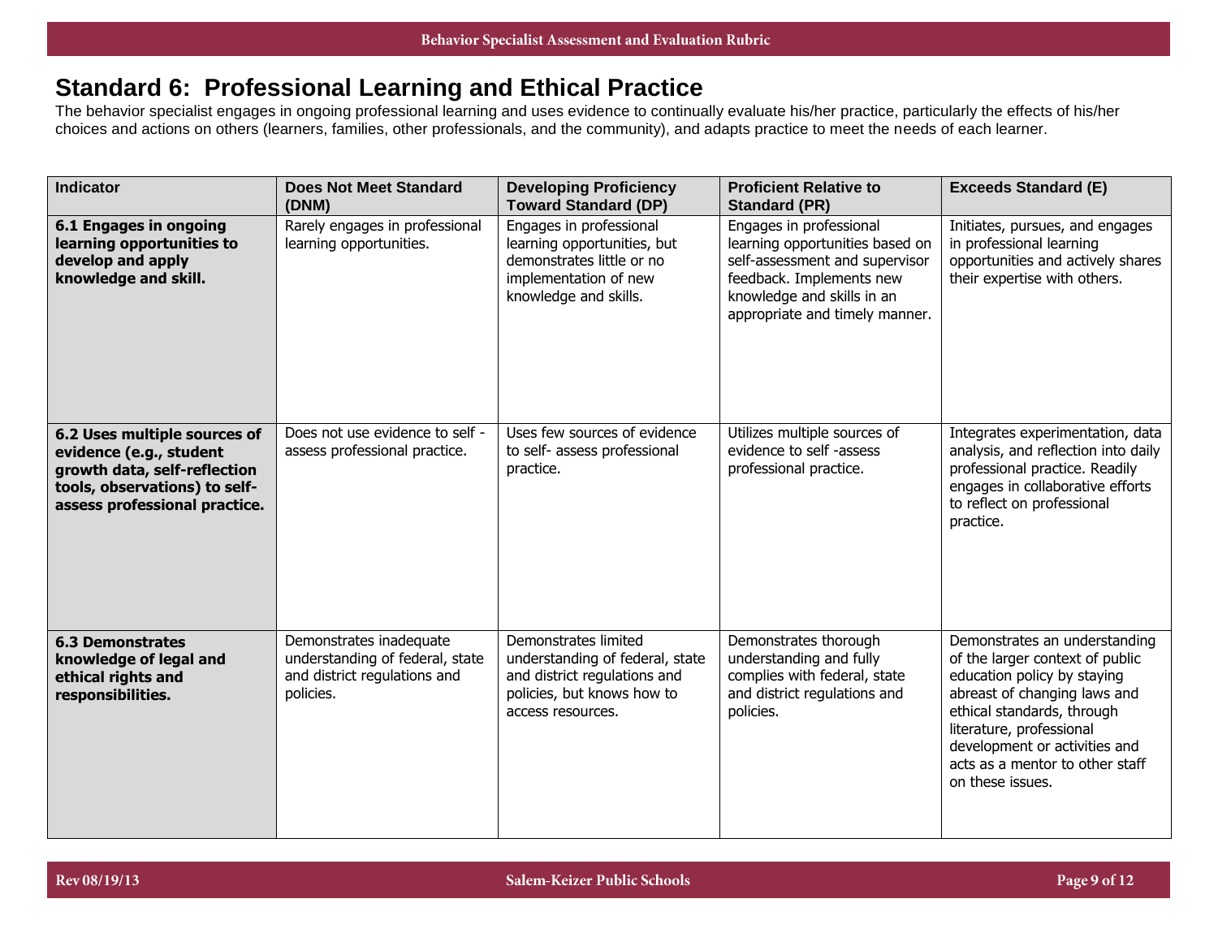## Standard 6: Professional Learning and Ethical Practice

The behavior specialist engages in ongoing professional learning and uses evidence to continually evaluate his/her practice, particularly the effects of his/her choices and actions on others (learners, families, other professionals, and the community), and adapts practice to meet the needs of each learner.

| Indicator | Does Not Meet Standard (DNM) | Developing Proficiency Toward Standard (DP) | Proficient Relative to Standard (PR) | Exceeds Standard (E) |
|---|---|---|---|---|
| **6.1 Engages in ongoing learning opportunities to develop and apply knowledge and skill.** | Rarely engages in professional learning opportunities. | Engages in professional learning opportunities, but demonstrates little or no implementation of new knowledge and skills. | Engages in professional learning opportunities based on self-assessment and supervisor feedback. Implements new knowledge and skills in an appropriate and timely manner. | Initiates, pursues, and engages in professional learning opportunities and actively shares their expertise with others. |
| **6.2 Uses multiple sources of evidence (e.g., student growth data, self-reflection tools, observations) to self-assess professional practice.** | Does not use evidence to self - assess professional practice. | Uses few sources of evidence to self- assess professional practice. | Utilizes multiple sources of evidence to self -assess professional practice. | Integrates experimentation, data analysis, and reflection into daily professional practice. Readily engages in collaborative efforts to reflect on professional practice. |
| **6.3 Demonstrates knowledge of legal and ethical rights and responsibilities.** | Demonstrates inadequate understanding of federal, state and district regulations and policies. | Demonstrates limited understanding of federal, state and district regulations and policies, but knows how to access resources. | Demonstrates thorough understanding and fully complies with federal, state and district regulations and policies. | Demonstrates an understanding of the larger context of public education policy by staying abreast of changing laws and ethical standards, through literature, professional development or activities and acts as a mentor to other staff on these issues. |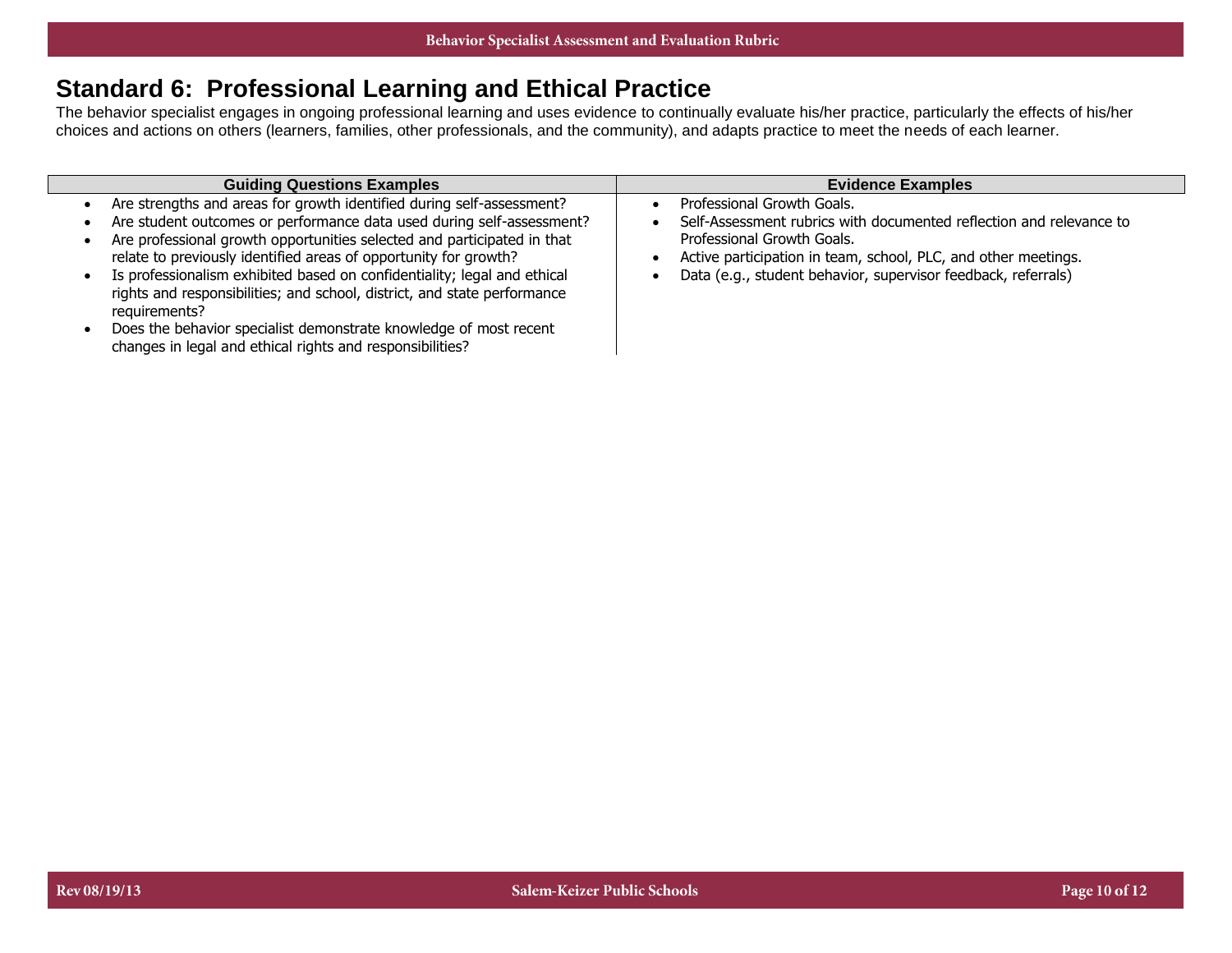# Standard 6: Professional Learning and Ethical Practice

The behavior specialist engages in ongoing professional learning and uses evidence to continually evaluate his/her practice, particularly the effects of his/her choices and actions on others (learners, families, other professionals, and the community), and adapts practice to meet the needs of each learner.

| Guiding Questions Examples | Evidence Examples |
|---|---|
| • Are strengths and areas for growth identified during self-assessment?<br>• Are student outcomes or performance data used during self-assessment?<br>• Are professional growth opportunities selected and participated in that relate to previously identified areas of opportunity for growth?<br>• Is professionalism exhibited based on confidentiality; legal and ethical rights and responsibilities; and school, district, and state performance requirements?<br>• Does the behavior specialist demonstrate knowledge of most recent changes in legal and ethical rights and responsibilities? | • Professional Growth Goals.<br>• Self-Assessment rubrics with documented reflection and relevance to Professional Growth Goals.<br>• Active participation in team, school, PLC, and other meetings.<br>• Data (e.g., student behavior, supervisor feedback, referrals) |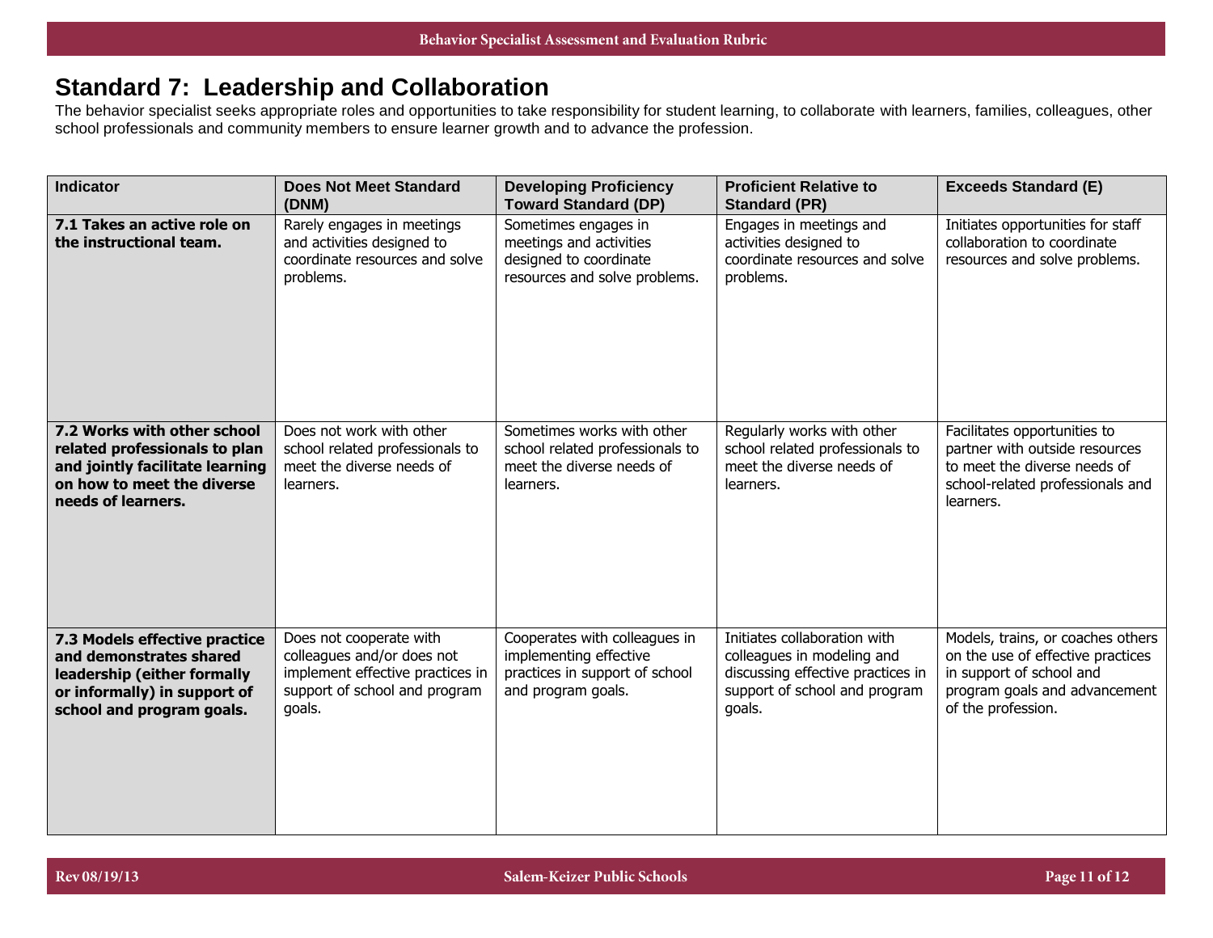## Standard 7: Leadership and Collaboration

The behavior specialist seeks appropriate roles and opportunities to take responsibility for student learning, to collaborate with learners, families, colleagues, other school professionals and community members to ensure learner growth and to advance the profession.

| Indicator | Does Not Meet Standard (DNM) | Developing Proficiency Toward Standard (DP) | Proficient Relative to Standard (PR) | Exceeds Standard (E) |
|---|---|---|---|---|
| **7.1 Takes an active role on the instructional team.** | Rarely engages in meetings and activities designed to coordinate resources and solve problems. | Sometimes engages in meetings and activities designed to coordinate resources and solve problems. | Engages in meetings and activities designed to coordinate resources and solve problems. | Initiates opportunities for staff collaboration to coordinate resources and solve problems. |
| **7.2 Works with other school related professionals to plan and jointly facilitate learning on how to meet the diverse needs of learners.** | Does not work with other school related professionals to meet the diverse needs of learners. | Sometimes works with other school related professionals to meet the diverse needs of learners. | Regularly works with other school related professionals to meet the diverse needs of learners. | Facilitates opportunities to partner with outside resources to meet the diverse needs of school-related professionals and learners. |
| **7.3 Models effective practice and demonstrates shared leadership (either formally or informally) in support of school and program goals.** | Does not cooperate with colleagues and/or does not implement effective practices in support of school and program goals. | Cooperates with colleagues in implementing effective practices in support of school and program goals. | Initiates collaboration with colleagues in modeling and discussing effective practices in support of school and program goals. | Models, trains, or coaches others on the use of effective practices in support of school and program goals and advancement of the profession. |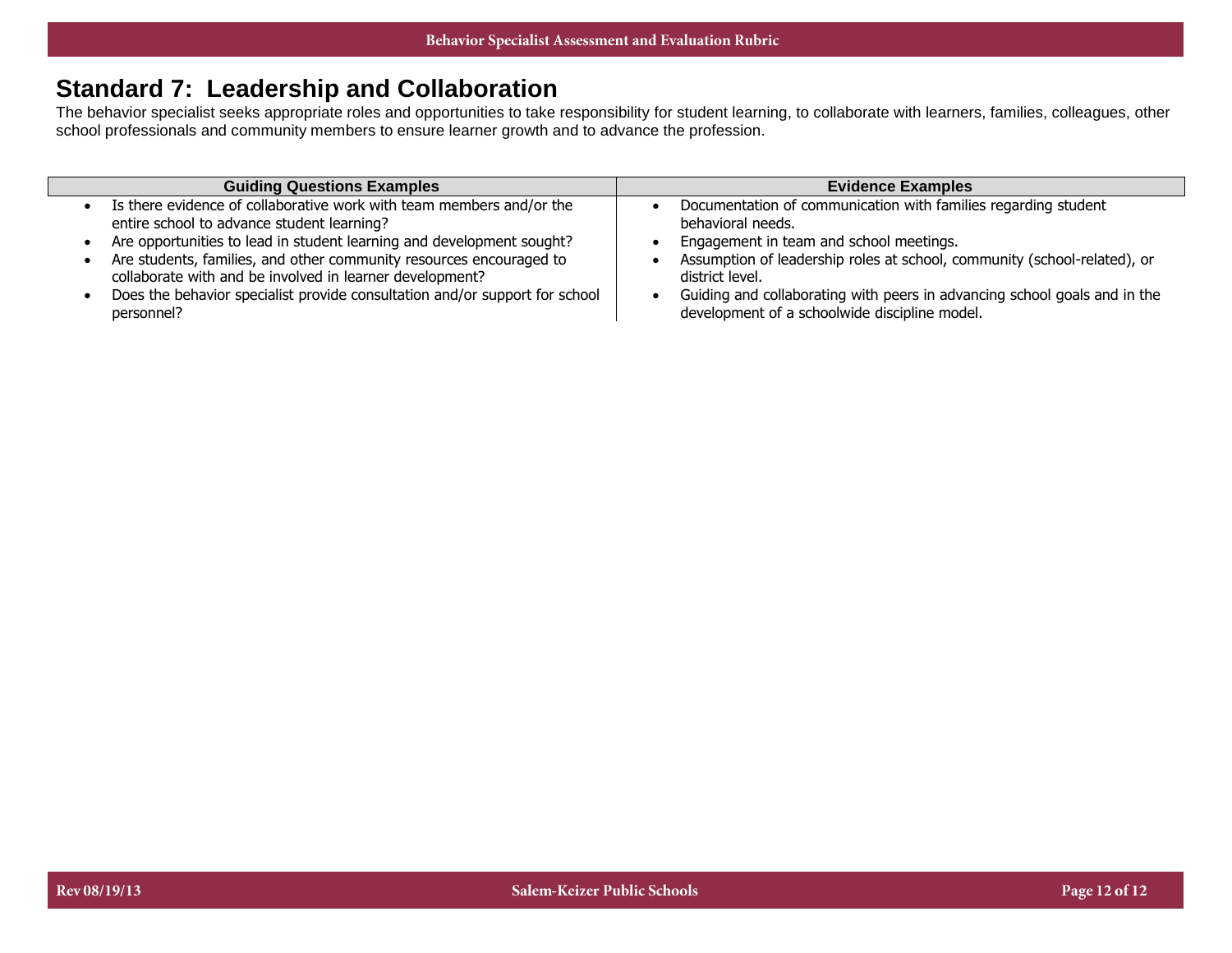## Standard 7: Leadership and Collaboration

The behavior specialist seeks appropriate roles and opportunities to take responsibility for student learning, to collaborate with learners, families, colleagues, other school professionals and community members to ensure learner growth and to advance the profession.

| Guiding Questions Examples | Evidence Examples |
|---|---|
| • Is there evidence of collaborative work with team members and/or the entire school to advance student learning?<br>• Are opportunities to lead in student learning and development sought?<br>• Are students, families, and other community resources encouraged to collaborate with and be involved in learner development?<br>• Does the behavior specialist provide consultation and/or support for school personnel? | • Documentation of communication with families regarding student behavioral needs.<br>• Engagement in team and school meetings.<br>• Assumption of leadership roles at school, community (school-related), or district level.<br>• Guiding and collaborating with peers in advancing school goals and in the development of a schoolwide discipline model. |